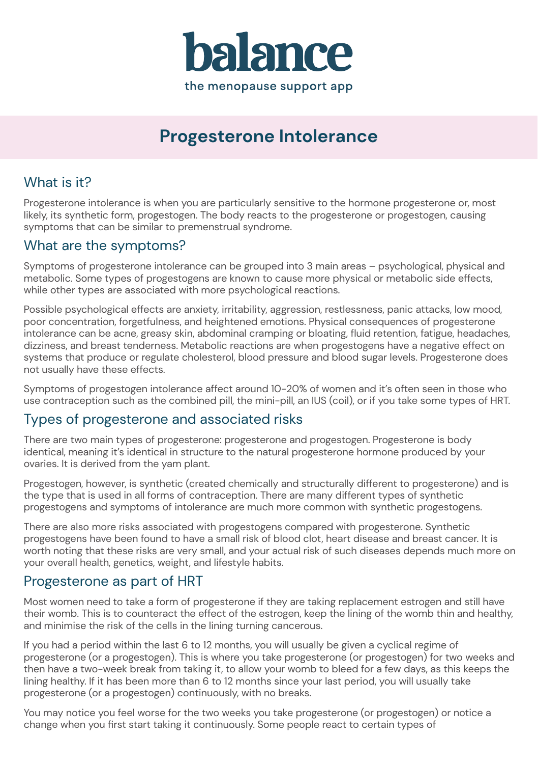# balance

the menopause support app

## Progesterone Intolerance

### What is it?

Progesterone intolerance is when you are particularly sensitive to the hormone progesterone or, most likely, its synthetic form, progestogen. The body reacts to the progesterone or progestogen, causing symptoms that can be similar to premenstrual syndrome.

### What are the symptoms?

Symptoms of progesterone intolerance can be grouped into 3 main areas – psychological, physical and metabolic. Some types of progestogens are known to cause more physical or metabolic side effects, while other types are associated with more psychological reactions.

Possible psychological effects are anxiety, irritability, aggression, restlessness, panic attacks, low mood, poor concentration, forgetfulness, and heightened emotions. Physical consequences of progesterone intolerance can be acne, greasy skin, abdominal cramping or bloating, fluid retention, fatigue, headaches, dizziness, and breast tenderness. Metabolic reactions are when progestogens have a negative effect on systems that produce or regulate cholesterol, blood pressure and blood sugar levels. Progesterone does not usually have these effects.

Symptoms of progestogen intolerance affect around 10-20% of women and it's often seen in those who use contraception such as the combined pill, the mini-pill, an IUS (coil), or if you take some types of HRT.

### Types of progesterone and associated risks

There are two main types of progesterone: progesterone and progestogen. Progesterone is body identical, meaning it's identical in structure to the natural progesterone hormone produced by your ovaries. It is derived from the yam plant.

Progestogen, however, is synthetic (created chemically and structurally different to progesterone) and is the type that is used in all forms of contraception. There are many different types of synthetic progestogens and symptoms of intolerance are much more common with synthetic progestogens.

There are also more risks associated with progestogens compared with progesterone. Synthetic progestogens have been found to have a small risk of blood clot, heart disease and breast cancer. It is worth noting that these risks are very small, and your actual risk of such diseases depends much more on your overall health, genetics, weight, and lifestyle habits.

### Progesterone as part of HRT

Most women need to take a form of progesterone if they are taking replacement estrogen and still have their womb. This is to counteract the effect of the estrogen, keep the lining of the womb thin and healthy, and minimise the risk of the cells in the lining turning cancerous.

If you had a period within the last 6 to 12 months, you will usually be given a cyclical regime of progesterone (or a progestogen). This is where you take progesterone (or progestogen) for two weeks and then have a two-week break from taking it, to allow your womb to bleed for a few days, as this keeps the lining healthy. If it has been more than 6 to 12 months since your last period, you will usually take progesterone (or a progestogen) continuously, with no breaks.

You may notice you feel worse for the two weeks you take progesterone (or progestogen) or notice a change when you first start taking it continuously. Some people react to certain types of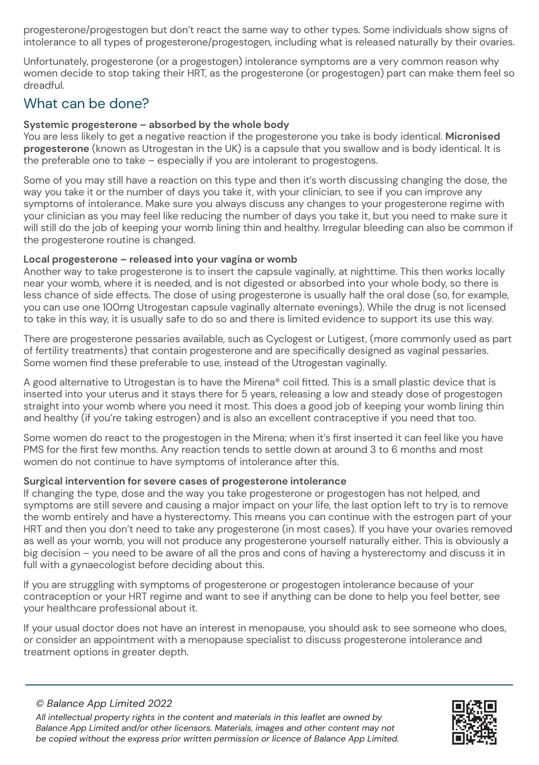progesterone/progestogen but don't react the same way to other types. Some individuals show signs of intolerance to all types of progesterone/progestogen, including what is released naturally by their ovaries.

Unfortunately, progesterone (or a progestogen) intolerance symptoms are a very common reason why women decide to stop taking their HRT, as the progesterone (or progestogen) part can make them feel so dreadful.

## What can be done?

**Systemic progesterone – absorbed by the whole body**

You are less likely to get a negative reaction if the progesterone you take is body identical. **Micronised progesterone** (known as Utrogestan in the UK) is a capsule that you swallow and is body identical. It is the preferable one to take – especially if you are intolerant to progestogens.

Some of you may still have a reaction on this type and then it's worth discussing changing the dose, the way you take it or the number of days you take it, with your clinician, to see if you can improve any symptoms of intolerance. Make sure you always discuss any changes to your progesterone regime with your clinician as you may feel like reducing the number of days you take it, but you need to make sure it will still do the job of keeping your womb lining thin and healthy. Irregular bleeding can also be common if the progesterone routine is changed.

**Local progesterone – released into your vagina or womb**

Another way to take progesterone is to insert the capsule vaginally, at nighttime. This then works locally near your womb, where it is needed, and is not digested or absorbed into your whole body, so there is less chance of side effects. The dose of using progesterone is usually half the oral dose (so, for example, you can use one 100mg Utrogestan capsule vaginally alternate evenings). While the drug is not licensed to take in this way, it is usually safe to do so and there is limited evidence to support its use this way.

There are progesterone pessaries available, such as Cyclogest or Lutigest, (more commonly used as part of fertility treatments) that contain progesterone and are specifically designed as vaginal pessaries. Some women find these preferable to use, instead of the Utrogestan vaginally.

A good alternative to Utrogestan is to have the Mirena® coil fitted. This is a small plastic device that is inserted into your uterus and it stays there for 5 years, releasing a low and steady dose of progestogen straight into your womb where you need it most. This does a good job of keeping your womb lining thin and healthy (if you're taking estrogen) and is also an excellent contraceptive if you need that too.

Some women do react to the progestogen in the Mirena; when it's first inserted it can feel like you have PMS for the first few months. Any reaction tends to settle down at around 3 to 6 months and most women do not continue to have symptoms of intolerance after this.

**Surgical intervention for severe cases of progesterone intolerance**

If changing the type, dose and the way you take progesterone or progestogen has not helped, and symptoms are still severe and causing a major impact on your life, the last option left to try is to remove the womb entirely and have a hysterectomy. This means you can continue with the estrogen part of your HRT and then you don't need to take any progesterone (in most cases). If you have your ovaries removed as well as your womb, you will not produce any progesterone yourself naturally either. This is obviously a big decision – you need to be aware of all the pros and cons of having a hysterectomy and discuss it in full with a gynaecologist before deciding about this.

If you are struggling with symptoms of progesterone or progestogen intolerance because of your contraception or your HRT regime and want to see if anything can be done to help you feel better, see your healthcare professional about it.

If your usual doctor does not have an interest in menopause, you should ask to see someone who does, or consider an appointment with a menopause specialist to discuss progesterone intolerance and treatment options in greater depth.

---

*© Balance App Limited 2022*

*All intellectual property rights in the content and materials in this leaflet are owned by Balance App Limited and/or other licensors. Materials, images and other content may not be copied without the express prior written permission or licence of Balance App Limited.*